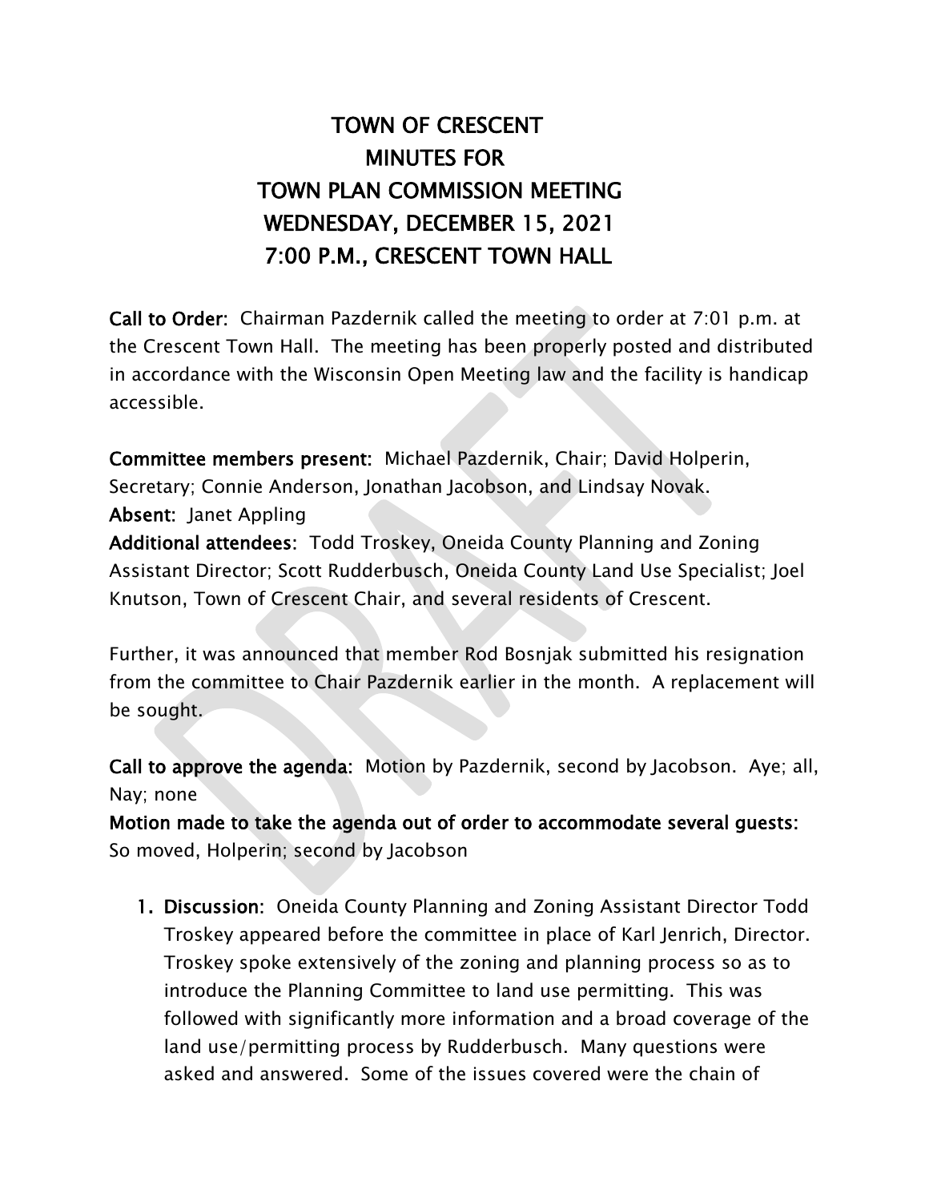# TOWN OF CRESCENT
# MINUTES FOR
# TOWN PLAN COMMISSION MEETING
# WEDNESDAY, DECEMBER 15, 2021
# 7:00 P.M., CRESCENT TOWN HALL

**Call to Order:** Chairman Pazdernik called the meeting to order at 7:01 p.m. at the Crescent Town Hall. The meeting has been properly posted and distributed in accordance with the Wisconsin Open Meeting law and the facility is handicap accessible.

**Committee members present:** Michael Pazdernik, Chair; David Holperin, Secretary; Connie Anderson, Jonathan Jacobson, and Lindsay Novak.
**Absent:** Janet Appling
**Additional attendees:** Todd Troskey, Oneida County Planning and Zoning Assistant Director; Scott Rudderbusch, Oneida County Land Use Specialist; Joel Knutson, Town of Crescent Chair, and several residents of Crescent.

Further, it was announced that member Rod Bosnjak submitted his resignation from the committee to Chair Pazdernik earlier in the month. A replacement will be sought.

**Call to approve the agenda:** Motion by Pazdernik, second by Jacobson. Aye; all, Nay; none
**Motion made to take the agenda out of order to accommodate several guests:** So moved, Holperin; second by Jacobson

1. **Discussion:** Oneida County Planning and Zoning Assistant Director Todd Troskey appeared before the committee in place of Karl Jenrich, Director. Troskey spoke extensively of the zoning and planning process so as to introduce the Planning Committee to land use permitting. This was followed with significantly more information and a broad coverage of the land use/permitting process by Rudderbusch. Many questions were asked and answered. Some of the issues covered were the chain of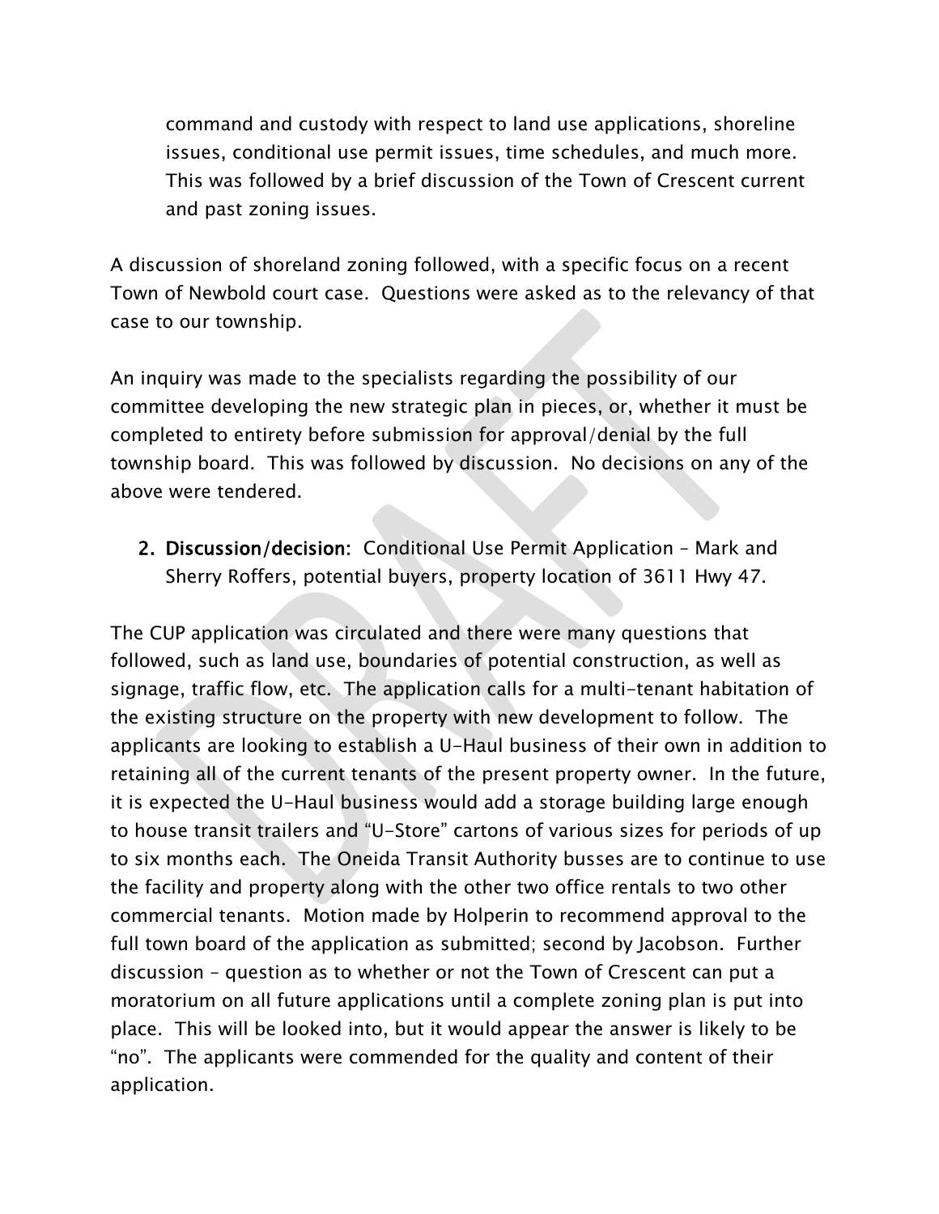command and custody with respect to land use applications, shoreline issues, conditional use permit issues, time schedules, and much more. This was followed by a brief discussion of the Town of Crescent current and past zoning issues.

A discussion of shoreland zoning followed, with a specific focus on a recent Town of Newbold court case. Questions were asked as to the relevancy of that case to our township.

An inquiry was made to the specialists regarding the possibility of our committee developing the new strategic plan in pieces, or, whether it must be completed to entirety before submission for approval/denial by the full township board. This was followed by discussion. No decisions on any of the above were tendered.

2. **Discussion/decision:** Conditional Use Permit Application – Mark and Sherry Roffers, potential buyers, property location of 3611 Hwy 47.

The CUP application was circulated and there were many questions that followed, such as land use, boundaries of potential construction, as well as signage, traffic flow, etc. The application calls for a multi-tenant habitation of the existing structure on the property with new development to follow. The applicants are looking to establish a U-Haul business of their own in addition to retaining all of the current tenants of the present property owner. In the future, it is expected the U-Haul business would add a storage building large enough to house transit trailers and "U-Store" cartons of various sizes for periods of up to six months each. The Oneida Transit Authority busses are to continue to use the facility and property along with the other two office rentals to two other commercial tenants. Motion made by Holperin to recommend approval to the full town board of the application as submitted; second by Jacobson. Further discussion – question as to whether or not the Town of Crescent can put a moratorium on all future applications until a complete zoning plan is put into place. This will be looked into, but it would appear the answer is likely to be "no". The applicants were commended for the quality and content of their application.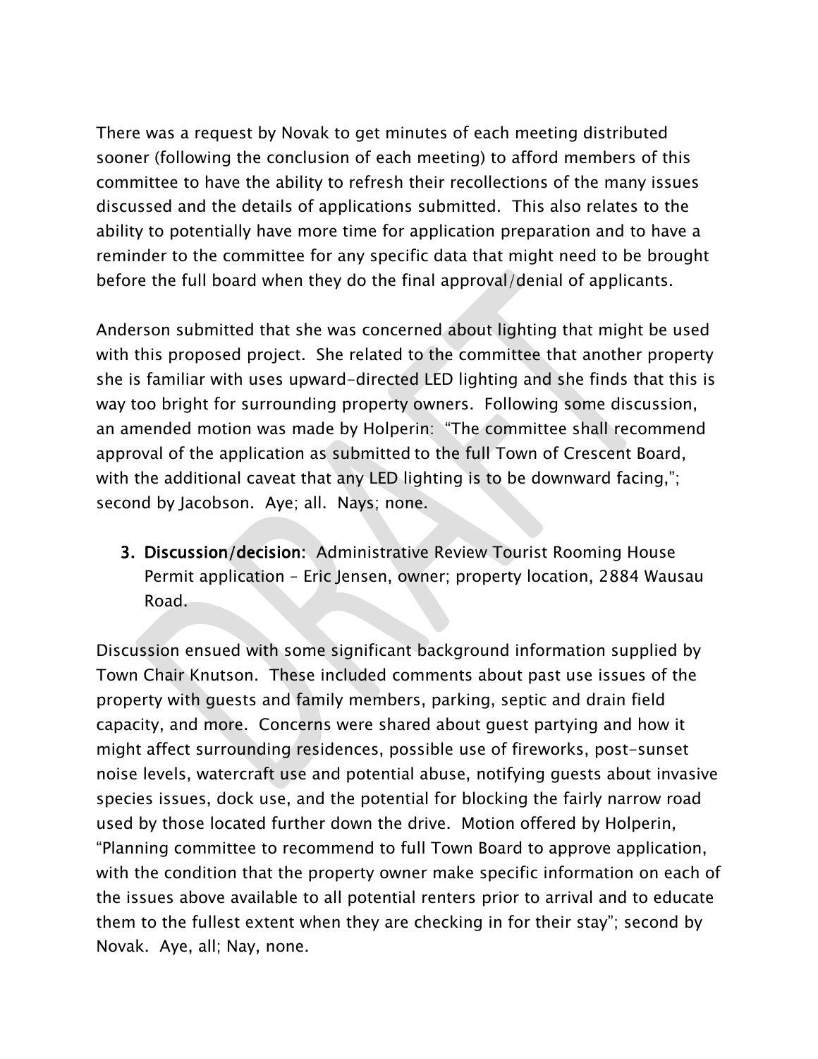There was a request by Novak to get minutes of each meeting distributed sooner (following the conclusion of each meeting) to afford members of this committee to have the ability to refresh their recollections of the many issues discussed and the details of applications submitted. This also relates to the ability to potentially have more time for application preparation and to have a reminder to the committee for any specific data that might need to be brought before the full board when they do the final approval/denial of applicants.

Anderson submitted that she was concerned about lighting that might be used with this proposed project. She related to the committee that another property she is familiar with uses upward-directed LED lighting and she finds that this is way too bright for surrounding property owners. Following some discussion, an amended motion was made by Holperin: "The committee shall recommend approval of the application as submitted to the full Town of Crescent Board, with the additional caveat that any LED lighting is to be downward facing,"; second by Jacobson. Aye; all. Nays; none.

3. **Discussion/decision:** Administrative Review Tourist Rooming House Permit application – Eric Jensen, owner; property location, 2884 Wausau Road.

Discussion ensued with some significant background information supplied by Town Chair Knutson. These included comments about past use issues of the property with guests and family members, parking, septic and drain field capacity, and more. Concerns were shared about guest partying and how it might affect surrounding residences, possible use of fireworks, post-sunset noise levels, watercraft use and potential abuse, notifying guests about invasive species issues, dock use, and the potential for blocking the fairly narrow road used by those located further down the drive. Motion offered by Holperin, "Planning committee to recommend to full Town Board to approve application, with the condition that the property owner make specific information on each of the issues above available to all potential renters prior to arrival and to educate them to the fullest extent when they are checking in for their stay"; second by Novak. Aye, all; Nay, none.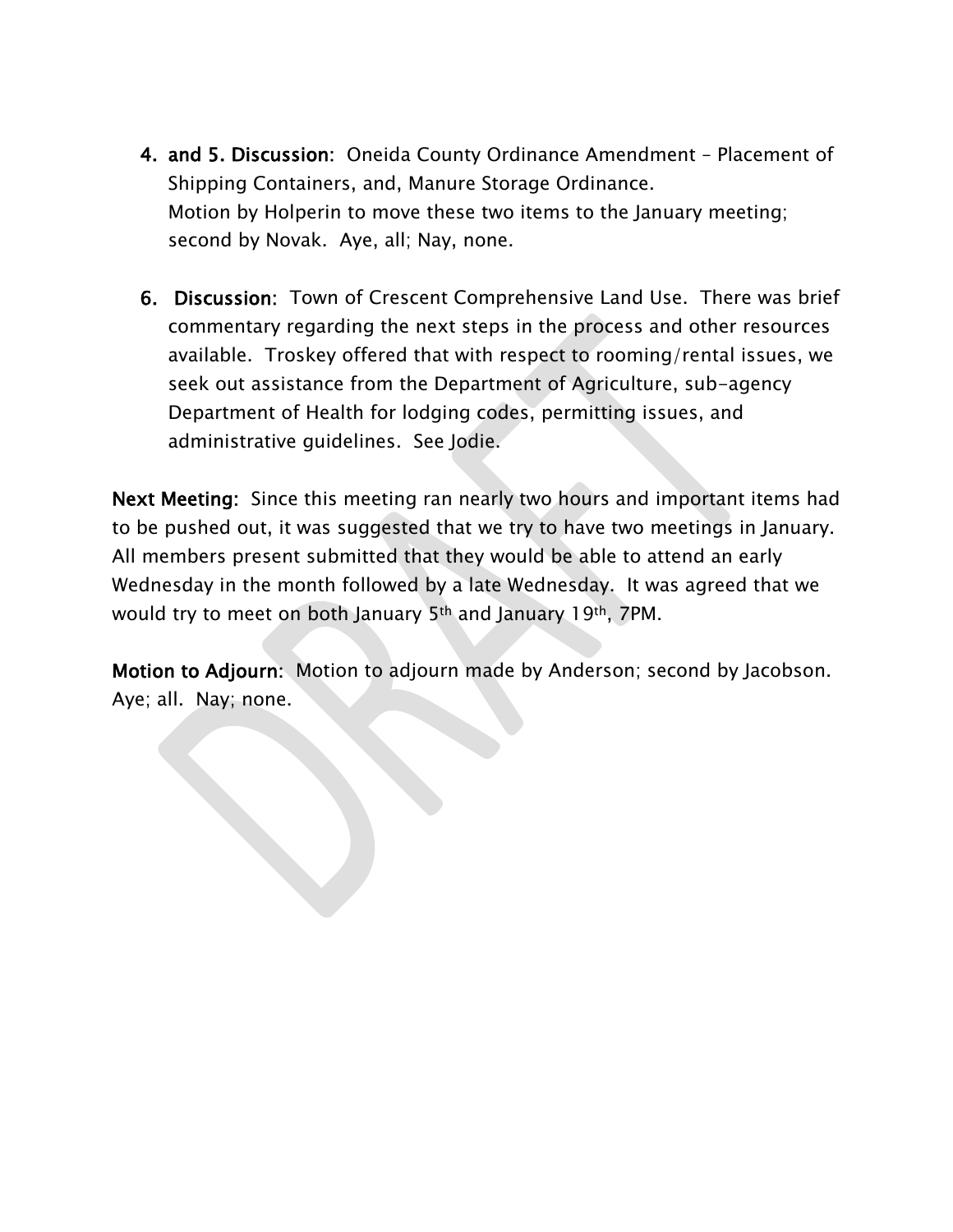4. **and 5. Discussion:** Oneida County Ordinance Amendment – Placement of Shipping Containers, and, Manure Storage Ordinance.
   Motion by Holperin to move these two items to the January meeting; second by Novak. Aye, all; Nay, none.

6. **Discussion:** Town of Crescent Comprehensive Land Use. There was brief commentary regarding the next steps in the process and other resources available. Troskey offered that with respect to rooming/rental issues, we seek out assistance from the Department of Agriculture, sub-agency Department of Health for lodging codes, permitting issues, and administrative guidelines. See Jodie.

**Next Meeting:** Since this meeting ran nearly two hours and important items had to be pushed out, it was suggested that we try to have two meetings in January. All members present submitted that they would be able to attend an early Wednesday in the month followed by a late Wednesday. It was agreed that we would try to meet on both January 5th and January 19th, 7PM.

**Motion to Adjourn:** Motion to adjourn made by Anderson; second by Jacobson. Aye; all. Nay; none.